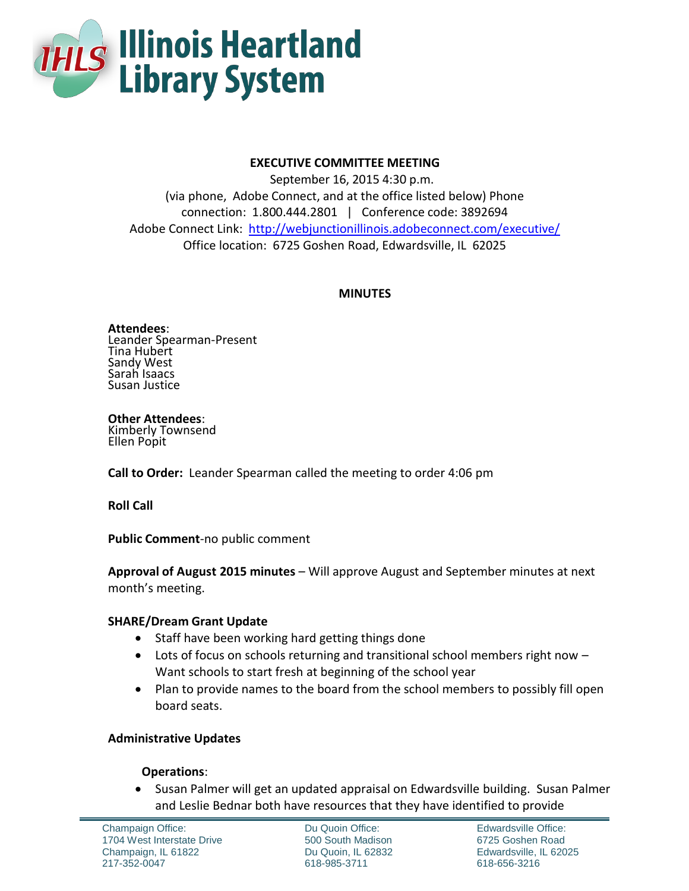# Illinois Heartland Library System

**EXECUTIVE COMMITTEE MEETING**

September 16, 2015 4:30 p.m.
(via phone, Adobe Connect, and at the office listed below) Phone connection: 1.800.444.2801 | Conference code: 3892694
Adobe Connect Link: http://webjunctionillinois.adobeconnect.com/executive/
Office location: 6725 Goshen Road, Edwardsville, IL 62025

**MINUTES**

**Attendees**:
Leander Spearman-Present
Tina Hubert
Sandy West
Sarah Isaacs
Susan Justice

**Other Attendees**:
Kimberly Townsend
Ellen Popit

**Call to Order:** Leander Spearman called the meeting to order 4:06 pm

**Roll Call**

**Public Comment**-no public comment

**Approval of August 2015 minutes** – Will approve August and September minutes at next month's meeting.

**SHARE/Dream Grant Update**

- Staff have been working hard getting things done
- Lots of focus on schools returning and transitional school members right now – Want schools to start fresh at beginning of the school year
- Plan to provide names to the board from the school members to possibly fill open board seats.

**Administrative Updates**

**Operations**:

- Susan Palmer will get an updated appraisal on Edwardsville building. Susan Palmer and Leslie Bednar both have resources that they have identified to provide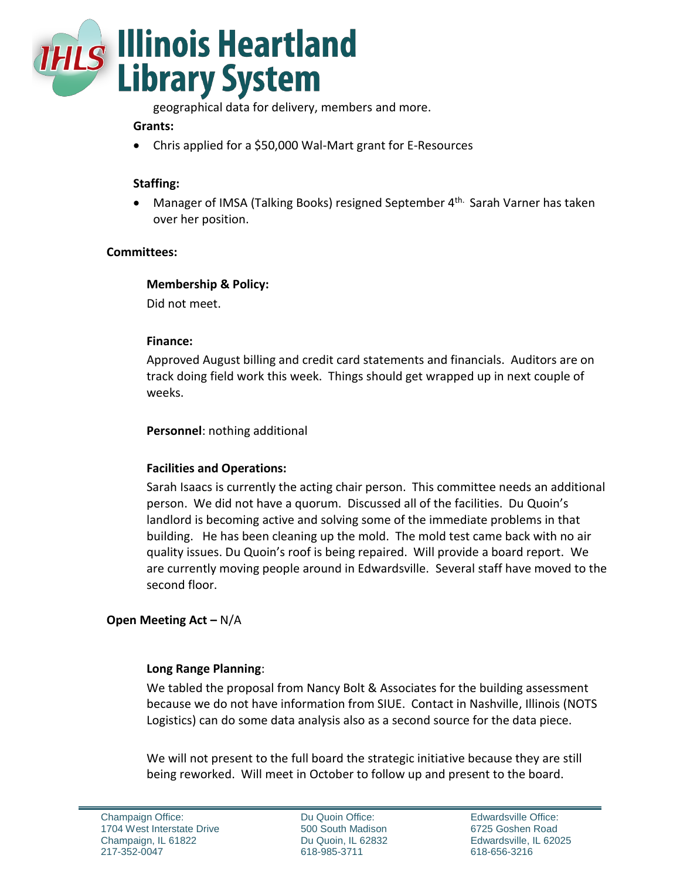geographical data for delivery, members and more.

**Grants:**

- Chris applied for a $50,000 Wal-Mart grant for E-Resources

**Staffing:**

- Manager of IMSA (Talking Books) resigned September 4th. Sarah Varner has taken over her position.

**Committees:**

**Membership & Policy:**

Did not meet.

**Finance:**

Approved August billing and credit card statements and financials. Auditors are on track doing field work this week. Things should get wrapped up in next couple of weeks.

**Personnel**: nothing additional

**Facilities and Operations:**

Sarah Isaacs is currently the acting chair person. This committee needs an additional person. We did not have a quorum. Discussed all of the facilities. Du Quoin's landlord is becoming active and solving some of the immediate problems in that building. He has been cleaning up the mold. The mold test came back with no air quality issues. Du Quoin's roof is being repaired. Will provide a board report. We are currently moving people around in Edwardsville. Several staff have moved to the second floor.

**Open Meeting Act –** N/A

**Long Range Planning**:

We tabled the proposal from Nancy Bolt & Associates for the building assessment because we do not have information from SIUE. Contact in Nashville, Illinois (NOTS Logistics) can do some data analysis also as a second source for the data piece.

We will not present to the full board the strategic initiative because they are still being reworked. Will meet in October to follow up and present to the board.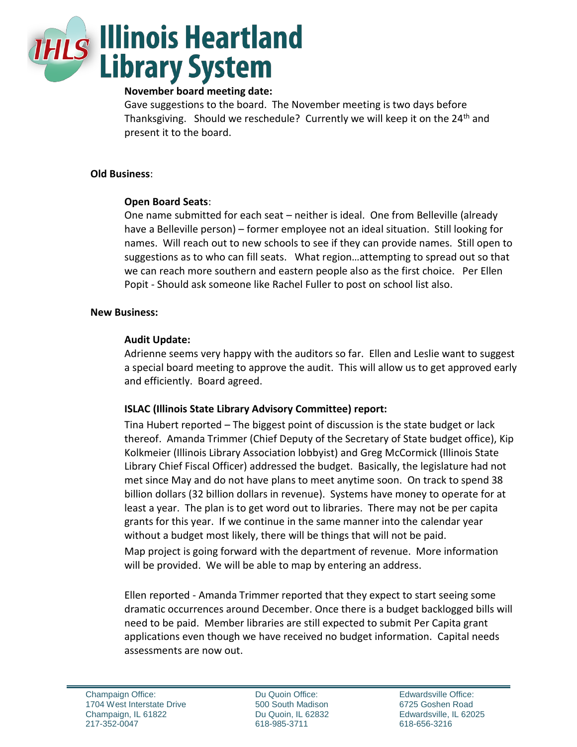**November board meeting date:**

Gave suggestions to the board. The November meeting is two days before Thanksgiving. Should we reschedule? Currently we will keep it on the 24th and present it to the board.

**Old Business**:

**Open Board Seats**:

One name submitted for each seat – neither is ideal. One from Belleville (already have a Belleville person) – former employee not an ideal situation. Still looking for names. Will reach out to new schools to see if they can provide names. Still open to suggestions as to who can fill seats. What region…attempting to spread out so that we can reach more southern and eastern people also as the first choice. Per Ellen Popit - Should ask someone like Rachel Fuller to post on school list also.

**New Business:**

**Audit Update:**

Adrienne seems very happy with the auditors so far. Ellen and Leslie want to suggest a special board meeting to approve the audit. This will allow us to get approved early and efficiently. Board agreed.

**ISLAC (Illinois State Library Advisory Committee) report:**

Tina Hubert reported – The biggest point of discussion is the state budget or lack thereof. Amanda Trimmer (Chief Deputy of the Secretary of State budget office), Kip Kolkmeier (Illinois Library Association lobbyist) and Greg McCormick (Illinois State Library Chief Fiscal Officer) addressed the budget. Basically, the legislature had not met since May and do not have plans to meet anytime soon. On track to spend 38 billion dollars (32 billion dollars in revenue). Systems have money to operate for at least a year. The plan is to get word out to libraries. There may not be per capita grants for this year. If we continue in the same manner into the calendar year without a budget most likely, there will be things that will not be paid.

Map project is going forward with the department of revenue. More information will be provided. We will be able to map by entering an address.

Ellen reported - Amanda Trimmer reported that they expect to start seeing some dramatic occurrences around December. Once there is a budget backlogged bills will need to be paid. Member libraries are still expected to submit Per Capita grant applications even though we have received no budget information. Capital needs assessments are now out.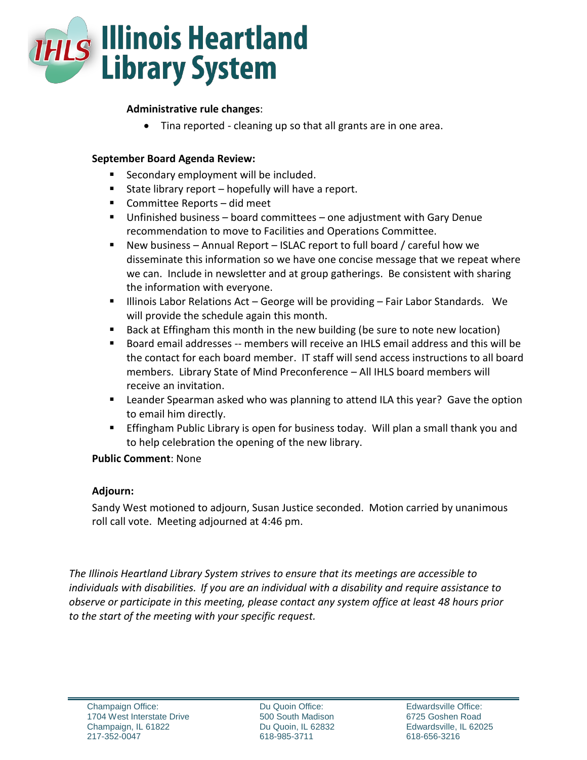**Administrative rule changes**:

- Tina reported - cleaning up so that all grants are in one area.

**September Board Agenda Review:**

- Secondary employment will be included.
- State library report – hopefully will have a report.
- Committee Reports – did meet
- Unfinished business – board committees – one adjustment with Gary Denue recommendation to move to Facilities and Operations Committee.
- New business – Annual Report – ISLAC report to full board / careful how we disseminate this information so we have one concise message that we repeat where we can. Include in newsletter and at group gatherings. Be consistent with sharing the information with everyone.
- Illinois Labor Relations Act – George will be providing – Fair Labor Standards. We will provide the schedule again this month.
- Back at Effingham this month in the new building (be sure to note new location)
- Board email addresses -- members will receive an IHLS email address and this will be the contact for each board member. IT staff will send access instructions to all board members. Library State of Mind Preconference – All IHLS board members will receive an invitation.
- Leander Spearman asked who was planning to attend ILA this year? Gave the option to email him directly.
- Effingham Public Library is open for business today. Will plan a small thank you and to help celebration the opening of the new library.

**Public Comment**: None

**Adjourn:**

Sandy West motioned to adjourn, Susan Justice seconded. Motion carried by unanimous roll call vote. Meeting adjourned at 4:46 pm.

*The Illinois Heartland Library System strives to ensure that its meetings are accessible to individuals with disabilities. If you are an individual with a disability and require assistance to observe or participate in this meeting, please contact any system office at least 48 hours prior to the start of the meeting with your specific request.*